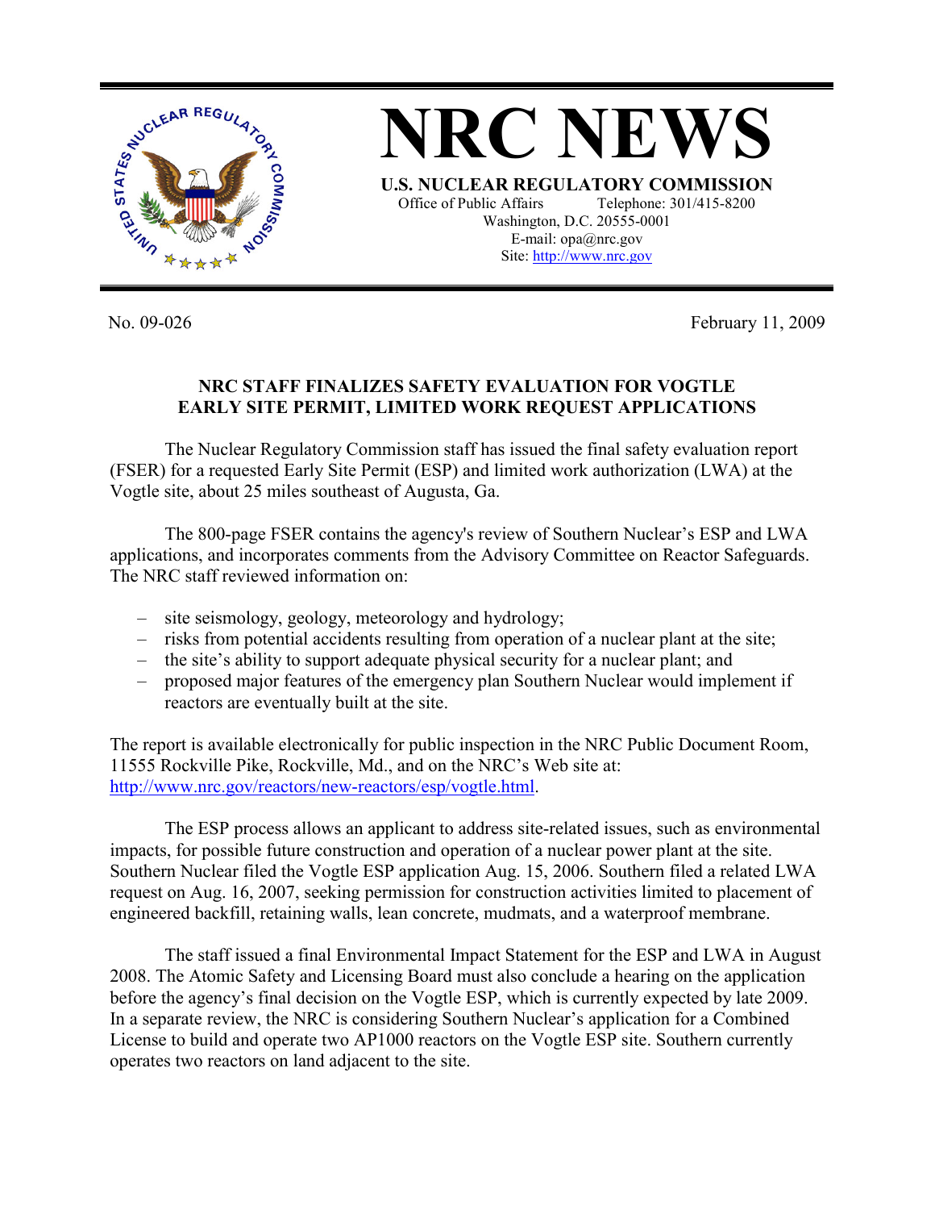# NRC NEWS

**U.S. NUCLEAR REGULATORY COMMISSION**

Office of Public Affairs Telephone: 301/415-8200
Washington, D.C. 20555-0001
E-mail: opa@nrc.gov
Site: http://www.nrc.gov

No. 09-026 February 11, 2009

**NRC STAFF FINALIZES SAFETY EVALUATION FOR VOGTLE EARLY SITE PERMIT, LIMITED WORK REQUEST APPLICATIONS**

The Nuclear Regulatory Commission staff has issued the final safety evaluation report (FSER) for a requested Early Site Permit (ESP) and limited work authorization (LWA) at the Vogtle site, about 25 miles southeast of Augusta, Ga.

The 800-page FSER contains the agency's review of Southern Nuclear's ESP and LWA applications, and incorporates comments from the Advisory Committee on Reactor Safeguards. The NRC staff reviewed information on:

- site seismology, geology, meteorology and hydrology;
- risks from potential accidents resulting from operation of a nuclear plant at the site;
- the site's ability to support adequate physical security for a nuclear plant; and
- proposed major features of the emergency plan Southern Nuclear would implement if reactors are eventually built at the site.

The report is available electronically for public inspection in the NRC Public Document Room, 11555 Rockville Pike, Rockville, Md., and on the NRC's Web site at: http://www.nrc.gov/reactors/new-reactors/esp/vogtle.html.

The ESP process allows an applicant to address site-related issues, such as environmental impacts, for possible future construction and operation of a nuclear power plant at the site. Southern Nuclear filed the Vogtle ESP application Aug. 15, 2006. Southern filed a related LWA request on Aug. 16, 2007, seeking permission for construction activities limited to placement of engineered backfill, retaining walls, lean concrete, mudmats, and a waterproof membrane.

The staff issued a final Environmental Impact Statement for the ESP and LWA in August 2008. The Atomic Safety and Licensing Board must also conclude a hearing on the application before the agency's final decision on the Vogtle ESP, which is currently expected by late 2009. In a separate review, the NRC is considering Southern Nuclear's application for a Combined License to build and operate two AP1000 reactors on the Vogtle ESP site. Southern currently operates two reactors on land adjacent to the site.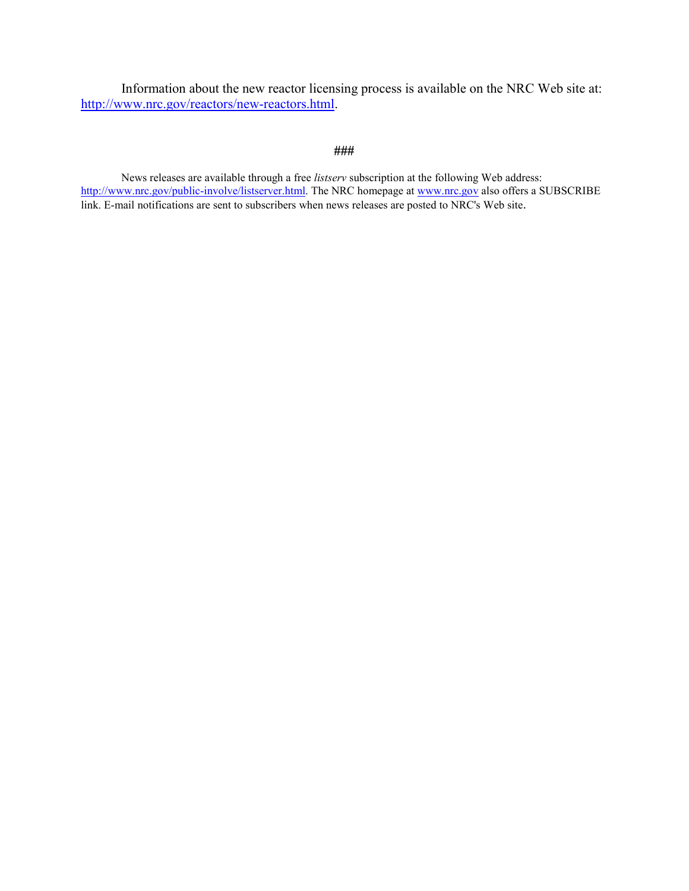Information about the new reactor licensing process is available on the NRC Web site at: http://www.nrc.gov/reactors/new-reactors.html.

###

News releases are available through a free *listserv* subscription at the following Web address: http://www.nrc.gov/public-involve/listserver.html. The NRC homepage at www.nrc.gov also offers a SUBSCRIBE link. E-mail notifications are sent to subscribers when news releases are posted to NRC's Web site.